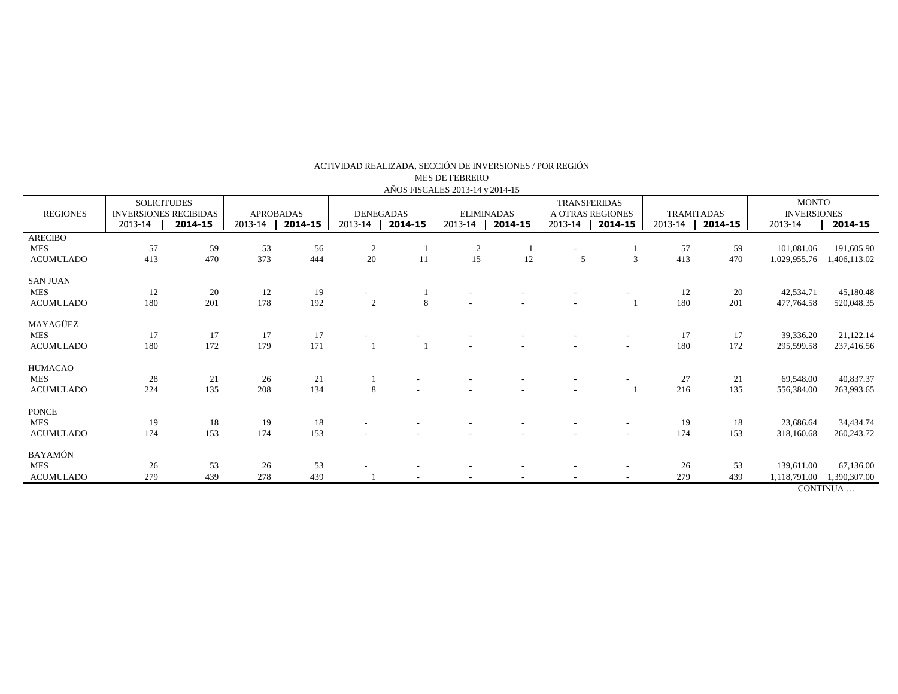ACTIVIDAD REALIZADA, SECCIÓN DE INVERSIONES / POR REGIÓN

MES DE FEBRERO

AÑOS FISCALES 2013-14 y 2014-15

| REGIONES | SOLICITUDES INVERSIONES RECIBIDAS | | APROBADAS | | DENEGADAS | | ELIMINADAS | | TRANSFERIDAS A OTRAS REGIONES | | TRAMITADAS | | MONTO INVERSIONES | |
|---|---|---|---|---|---|---|---|---|---|---|---|---|---|---|
| | 2013-14 | **2014-15** | 2013-14 | **2014-15** | 2013-14 | **2014-15** | 2013-14 | **2014-15** | 2013-14 | **2014-15** | 2013-14 | **2014-15** | 2013-14 | **2014-15** |
| ARECIBO | | | | | | | | | | | | | | |
| MES | 57 | 59 | 53 | 56 | 2 | 1 | 2 | 1 | - | 1 | 57 | 59 | 101,081.06 | 191,605.90 |
| ACUMULADO | 413 | 470 | 373 | 444 | 20 | 11 | 15 | 12 | 5 | 3 | 413 | 470 | 1,029,955.76 | 1,406,113.02 |
| SAN JUAN | | | | | | | | | | | | | | |
| MES | 12 | 20 | 12 | 19 | - | 1 | - | - | - | - | 12 | 20 | 42,534.71 | 45,180.48 |
| ACUMULADO | 180 | 201 | 178 | 192 | 2 | 8 | - | - | - | 1 | 180 | 201 | 477,764.58 | 520,048.35 |
| MAYAGÜEZ | | | | | | | | | | | | | | |
| MES | 17 | 17 | 17 | 17 | - | - | - | - | - | - | 17 | 17 | 39,336.20 | 21,122.14 |
| ACUMULADO | 180 | 172 | 179 | 171 | 1 | 1 | - | - | - | - | 180 | 172 | 295,599.58 | 237,416.56 |
| HUMACAO | | | | | | | | | | | | | | |
| MES | 28 | 21 | 26 | 21 | 1 | - | - | - | - | - | 27 | 21 | 69,548.00 | 40,837.37 |
| ACUMULADO | 224 | 135 | 208 | 134 | 8 | - | - | - | - | 1 | 216 | 135 | 556,384.00 | 263,993.65 |
| PONCE | | | | | | | | | | | | | | |
| MES | 19 | 18 | 19 | 18 | - | - | - | - | - | - | 19 | 18 | 23,686.64 | 34,434.74 |
| ACUMULADO | 174 | 153 | 174 | 153 | - | - | - | - | - | - | 174 | 153 | 318,160.68 | 260,243.72 |
| BAYAMÓN | | | | | | | | | | | | | | |
| MES | 26 | 53 | 26 | 53 | - | - | - | - | - | - | 26 | 53 | 139,611.00 | 67,136.00 |
| ACUMULADO | 279 | 439 | 278 | 439 | 1 | - | - | - | - | - | 279 | 439 | 1,118,791.00 | 1,390,307.00 |

CONTINUA …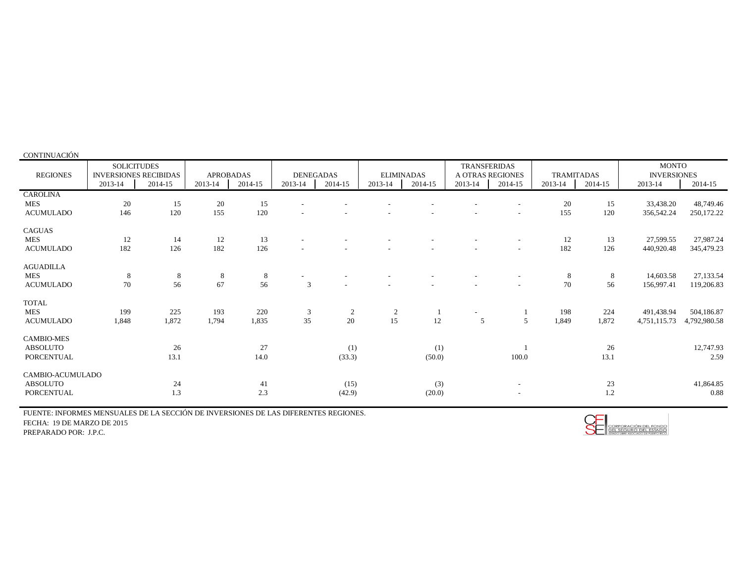CONTINUACIÓN

| REGIONES | SOLICITUDES INVERSIONES RECIBIDAS | | APROBADAS | | DENEGADAS | | ELIMINADAS | | TRANSFERIDAS A OTRAS REGIONES | | TRAMITADAS | | MONTO INVERSIONES | |
|---|---|---|---|---|---|---|---|---|---|---|---|---|---|---|
| | 2013-14 | 2014-15 | 2013-14 | 2014-15 | 2013-14 | 2014-15 | 2013-14 | 2014-15 | 2013-14 | 2014-15 | 2013-14 | 2014-15 | 2013-14 | 2014-15 |
| CAROLINA | | | | | | | | | | | | | | |
| MES | 20 | 15 | 20 | 15 | - | - | - | - | - | - | 20 | 15 | 33,438.20 | 48,749.46 |
| ACUMULADO | 146 | 120 | 155 | 120 | - | - | - | - | - | - | 155 | 120 | 356,542.24 | 250,172.22 |
| CAGUAS | | | | | | | | | | | | | | |
| MES | 12 | 14 | 12 | 13 | - | - | - | - | - | - | 12 | 13 | 27,599.55 | 27,987.24 |
| ACUMULADO | 182 | 126 | 182 | 126 | - | - | - | - | - | - | 182 | 126 | 440,920.48 | 345,479.23 |
| AGUADILLA | | | | | | | | | | | | | | |
| MES | 8 | 8 | 8 | 8 | - | - | - | - | - | - | 8 | 8 | 14,603.58 | 27,133.54 |
| ACUMULADO | 70 | 56 | 67 | 56 | 3 | - | - | - | - | - | 70 | 56 | 156,997.41 | 119,206.83 |
| TOTAL | | | | | | | | | | | | | | |
| MES | 199 | 225 | 193 | 220 | 3 | 2 | 2 | 1 | - | 1 | 198 | 224 | 491,438.94 | 504,186.87 |
| ACUMULADO | 1,848 | 1,872 | 1,794 | 1,835 | 35 | 20 | 15 | 12 | 5 | 5 | 1,849 | 1,872 | 4,751,115.73 | 4,792,980.58 |
| CAMBIO-MES | | | | | | | | | | | | | | |
| ABSOLUTO | | 26 | | 27 | | (1) | | (1) | | 1 | | 26 | | 12,747.93 |
| PORCENTUAL | | 13.1 | | 14.0 | | (33.3) | | (50.0) | | 100.0 | | 13.1 | | 2.59 |
| CAMBIO-ACUMULADO | | | | | | | | | | | | | | |
| ABSOLUTO | | 24 | | 41 | | (15) | | (3) | | - | | 23 | | 41,864.85 |
| PORCENTUAL | | 1.3 | | 2.3 | | (42.9) | | (20.0) | | - | | 1.2 | | 0.88 |

FUENTE: INFORMES MENSUALES DE LA SECCIÓN DE INVERSIONES DE LAS DIFERENTES REGIONES.
FECHA: 19 DE MARZO DE 2015
PREPARADO POR: J.P.C.

CORPORACIÓN DEL FONDO DEL SEGURO DEL ESTADO
ESTADO LIBRE ASOCIADO DE PUERTO RICO